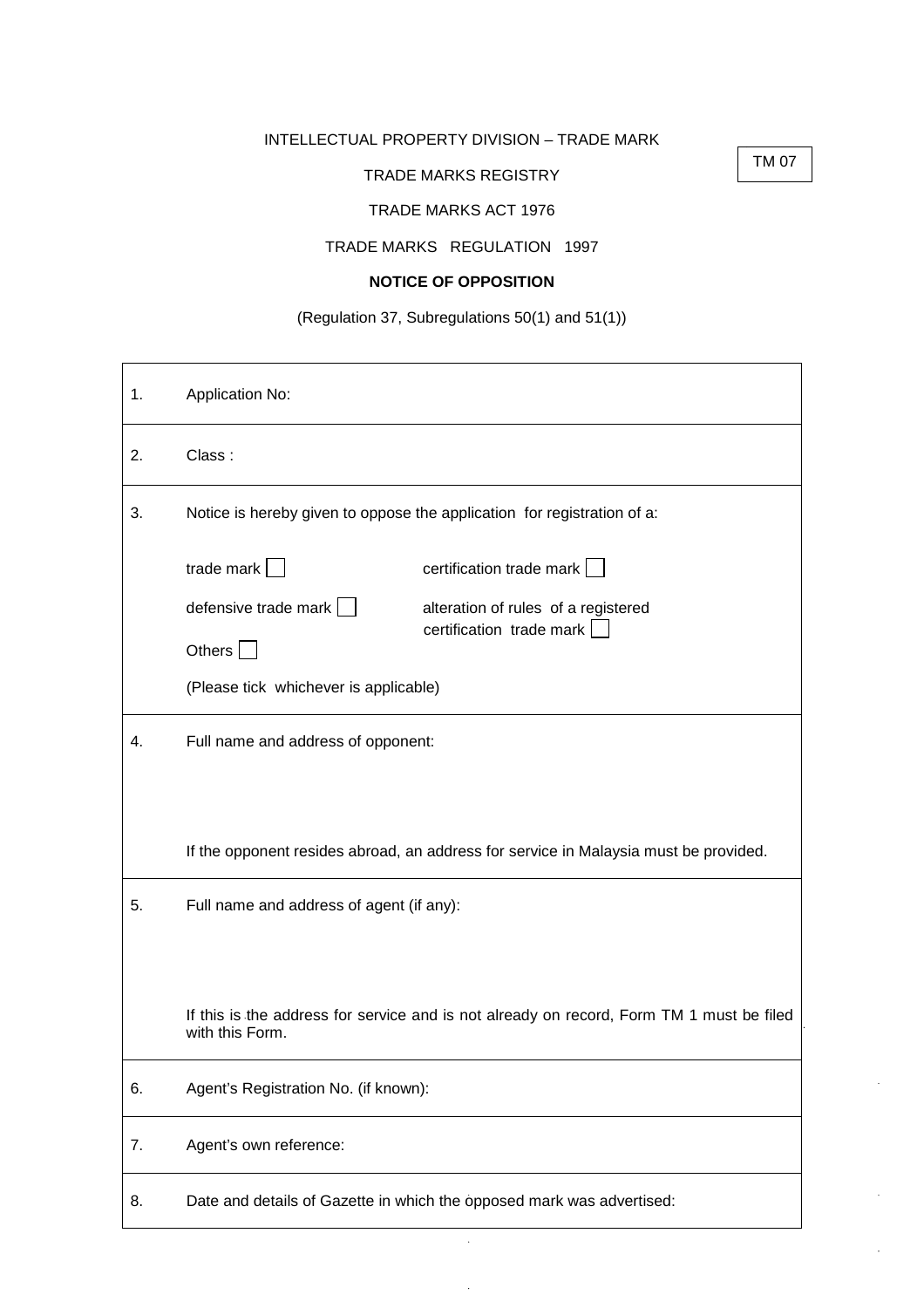INTELLECTUAL PROPERTY DIVISION – TRADE MARK

TM 07

TRADE MARKS REGISTRY

TRADE MARKS ACT 1976

TRADE MARKS REGULATION 1997

**NOTICE OF OPPOSITION**

(Regulation 37, Subregulations 50(1) and 51(1))

| | |
|---|---|
| 1. | Application No: |
| 2. | Class : |
| 3. | Notice is hereby given to oppose the application for registration of a:<br><br>trade mark ☐ &nbsp;&nbsp;&nbsp;&nbsp; certification trade mark ☐<br><br>defensive trade mark ☐ &nbsp;&nbsp;&nbsp;&nbsp; alteration of rules of a registered certification trade mark ☐<br><br>Others ☐<br><br>(Please tick whichever is applicable) |
| 4. | Full name and address of opponent:<br><br><br>If the opponent resides abroad, an address for service in Malaysia must be provided. |
| 5. | Full name and address of agent (if any):<br><br><br>If this is the address for service and is not already on record, Form TM 1 must be filed with this Form. |
| 6. | Agent's Registration No. (if known): |
| 7. | Agent's own reference: |
| 8. | Date and details of Gazette in which the opposed mark was advertised: |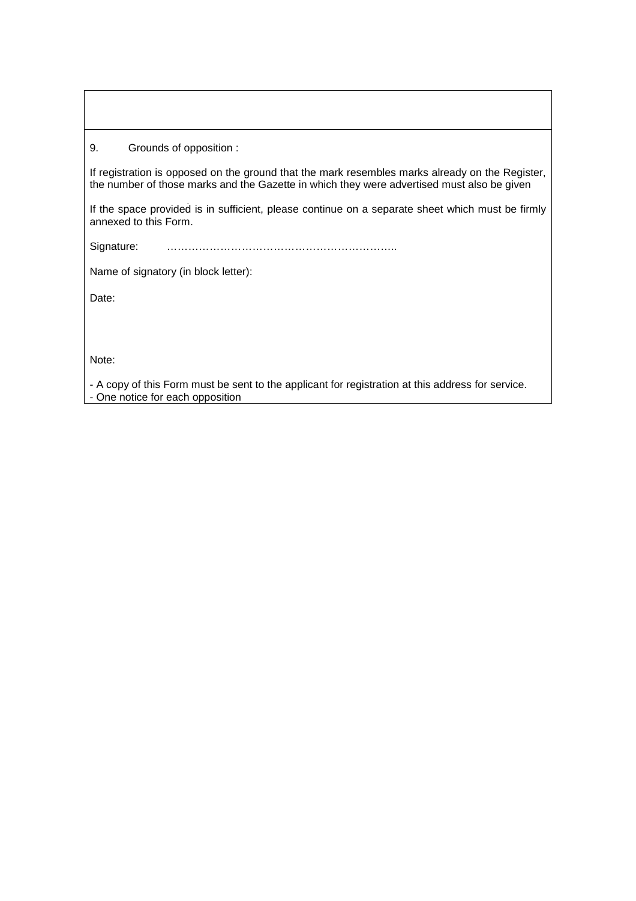9. Grounds of opposition :

If registration is opposed on the ground that the mark resembles marks already on the Register, the number of those marks and the Gazette in which they were advertised must also be given

If the space provided is in sufficient, please continue on a separate sheet which must be firmly annexed to this Form.

Signature: ………………………………………………………..

Name of signatory (in block letter):

Date:

Note:

- A copy of this Form must be sent to the applicant for registration at this address for service.
- One notice for each opposition